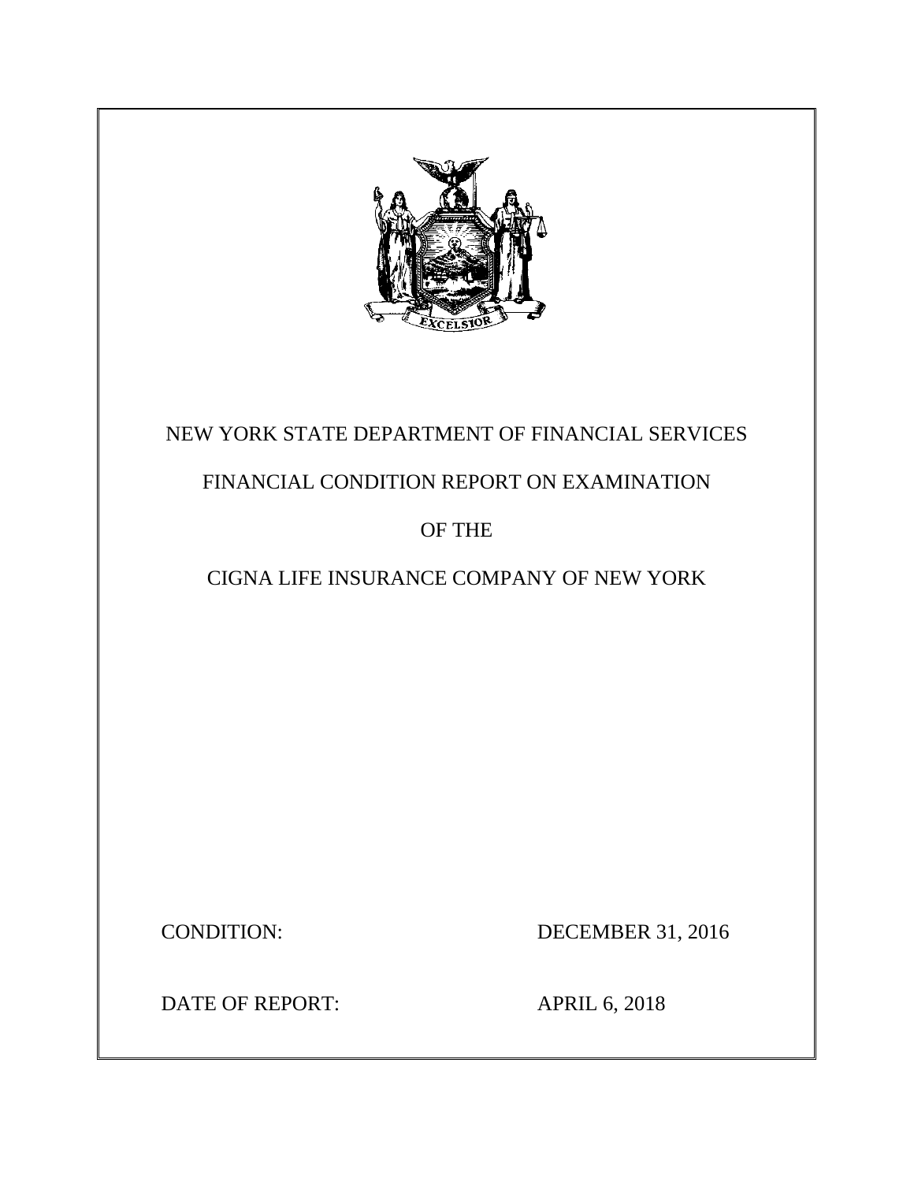NEW YORK STATE DEPARTMENT OF FINANCIAL SERVICES

FINANCIAL CONDITION REPORT ON EXAMINATION

OF THE

CIGNA LIFE INSURANCE COMPANY OF NEW YORK

CONDITION: DECEMBER 31, 2016

DATE OF REPORT: APRIL 6, 2018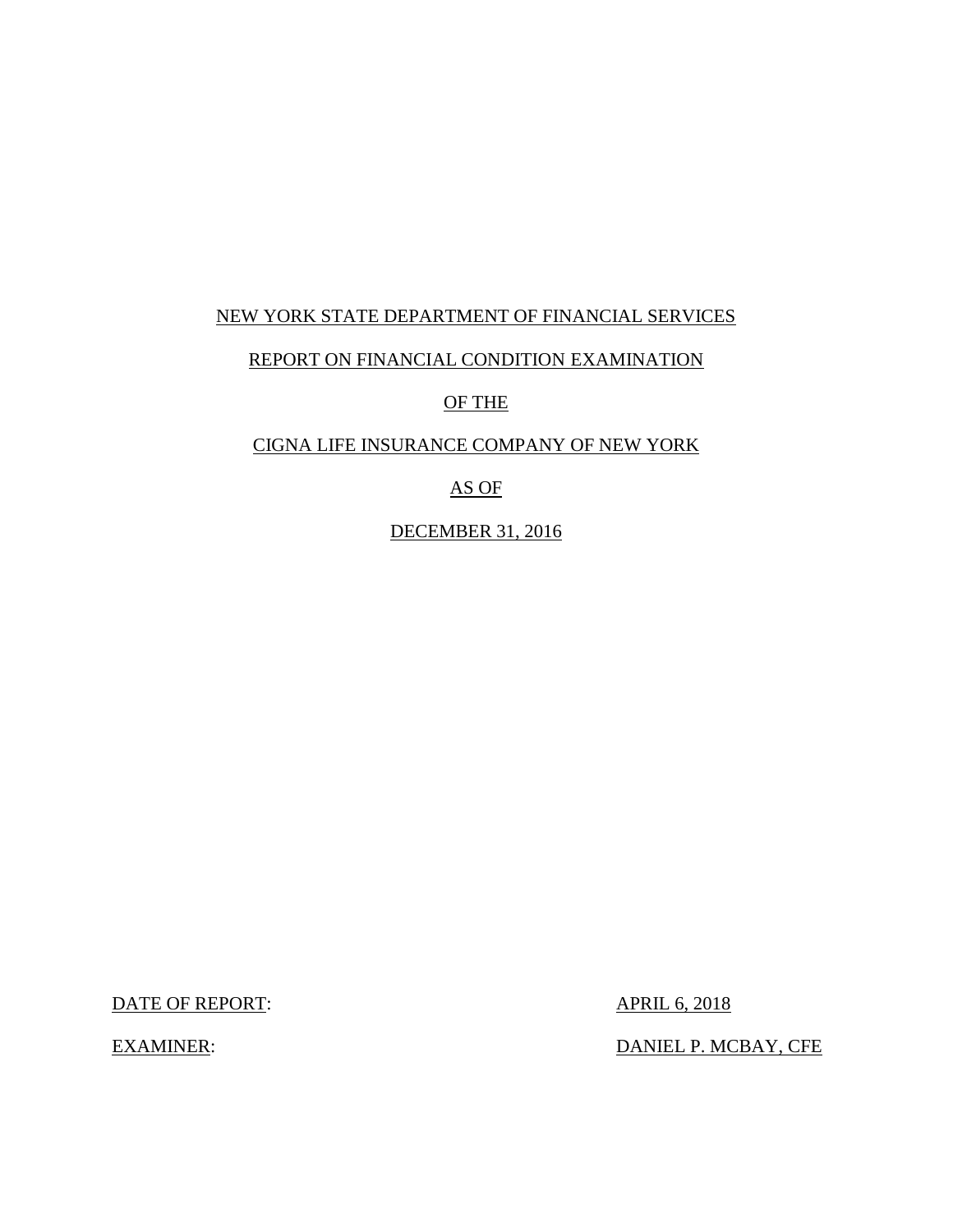NEW YORK STATE DEPARTMENT OF FINANCIAL SERVICES

REPORT ON FINANCIAL CONDITION EXAMINATION

OF THE

CIGNA LIFE INSURANCE COMPANY OF NEW YORK

AS OF

DECEMBER 31, 2016

DATE OF REPORT: APRIL 6, 2018

EXAMINER: DANIEL P. MCBAY, CFE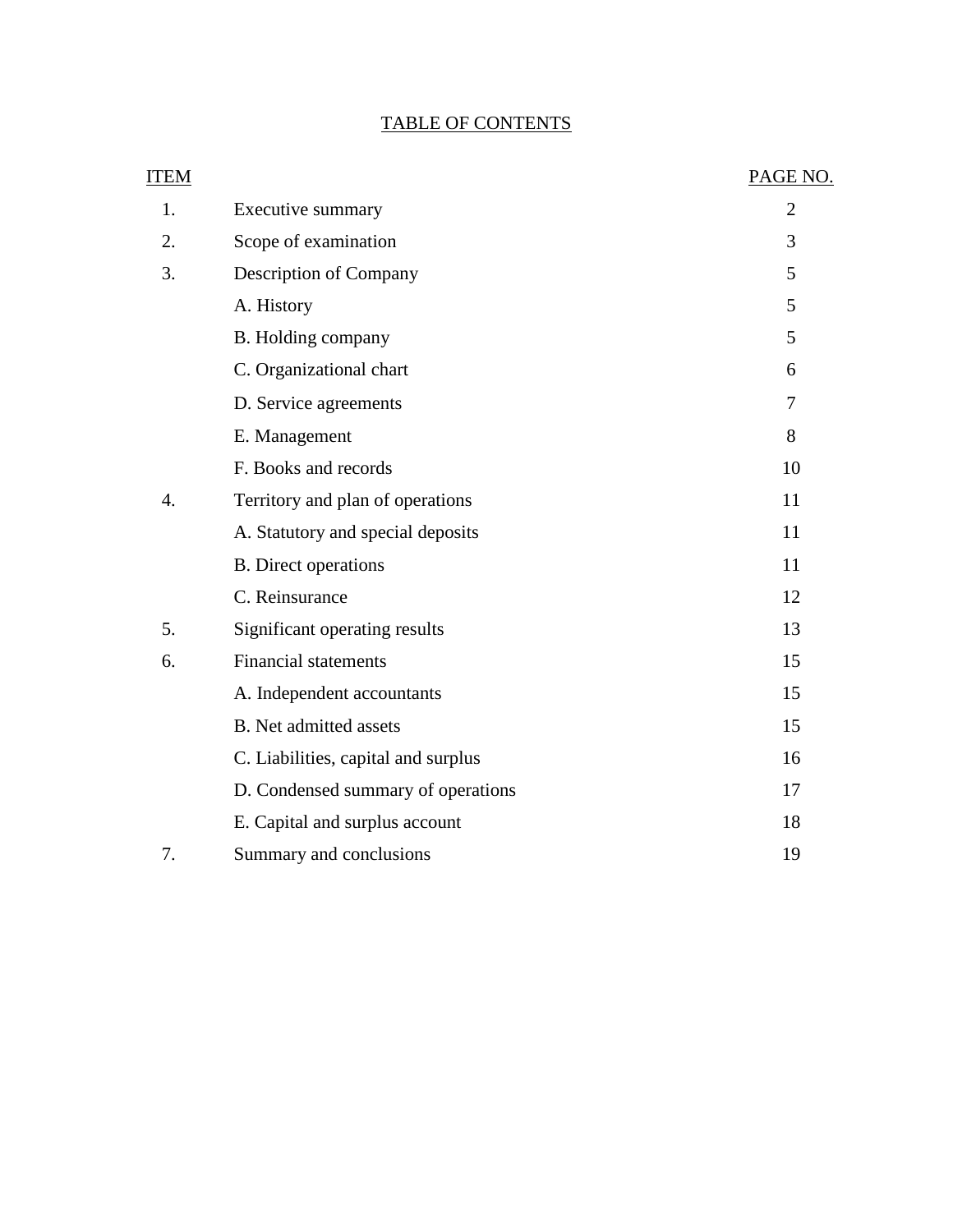# TABLE OF CONTENTS

| ITEM | | PAGE NO. |
|---|---|---|
| 1. | Executive summary | 2 |
| 2. | Scope of examination | 3 |
| 3. | Description of Company | 5 |
| | A. History | 5 |
| | B. Holding company | 5 |
| | C. Organizational chart | 6 |
| | D. Service agreements | 7 |
| | E. Management | 8 |
| | F. Books and records | 10 |
| 4. | Territory and plan of operations | 11 |
| | A. Statutory and special deposits | 11 |
| | B. Direct operations | 11 |
| | C. Reinsurance | 12 |
| 5. | Significant operating results | 13 |
| 6. | Financial statements | 15 |
| | A. Independent accountants | 15 |
| | B. Net admitted assets | 15 |
| | C. Liabilities, capital and surplus | 16 |
| | D. Condensed summary of operations | 17 |
| | E. Capital and surplus account | 18 |
| 7. | Summary and conclusions | 19 |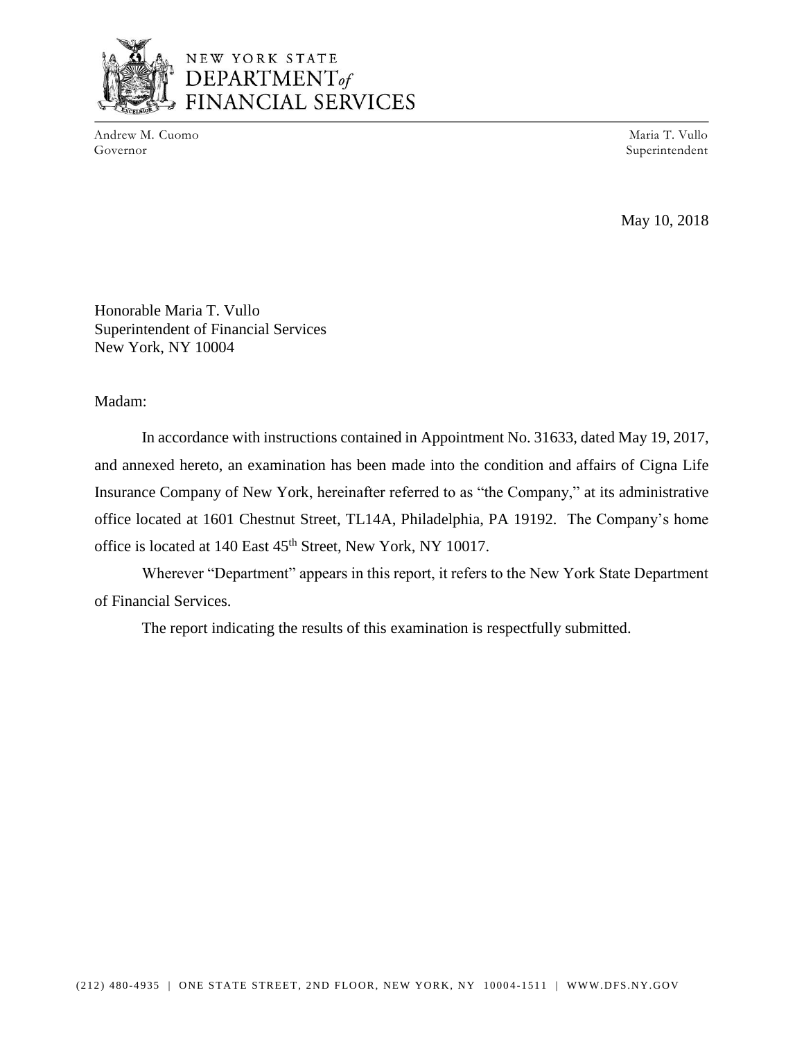NEW YORK STATE
DEPARTMENT *of*
FINANCIAL SERVICES

Andrew M. Cuomo
Governor

Maria T. Vullo
Superintendent

May 10, 2018

Honorable Maria T. Vullo
Superintendent of Financial Services
New York, NY 10004

Madam:

In accordance with instructions contained in Appointment No. 31633, dated May 19, 2017, and annexed hereto, an examination has been made into the condition and affairs of Cigna Life Insurance Company of New York, hereinafter referred to as "the Company," at its administrative office located at 1601 Chestnut Street, TL14A, Philadelphia, PA 19192. The Company's home office is located at 140 East 45th Street, New York, NY 10017.

Wherever "Department" appears in this report, it refers to the New York State Department of Financial Services.

The report indicating the results of this examination is respectfully submitted.

(212) 480-4935 | ONE STATE STREET, 2ND FLOOR, NEW YORK, NY 10004-1511 | WWW.DFS.NY.GOV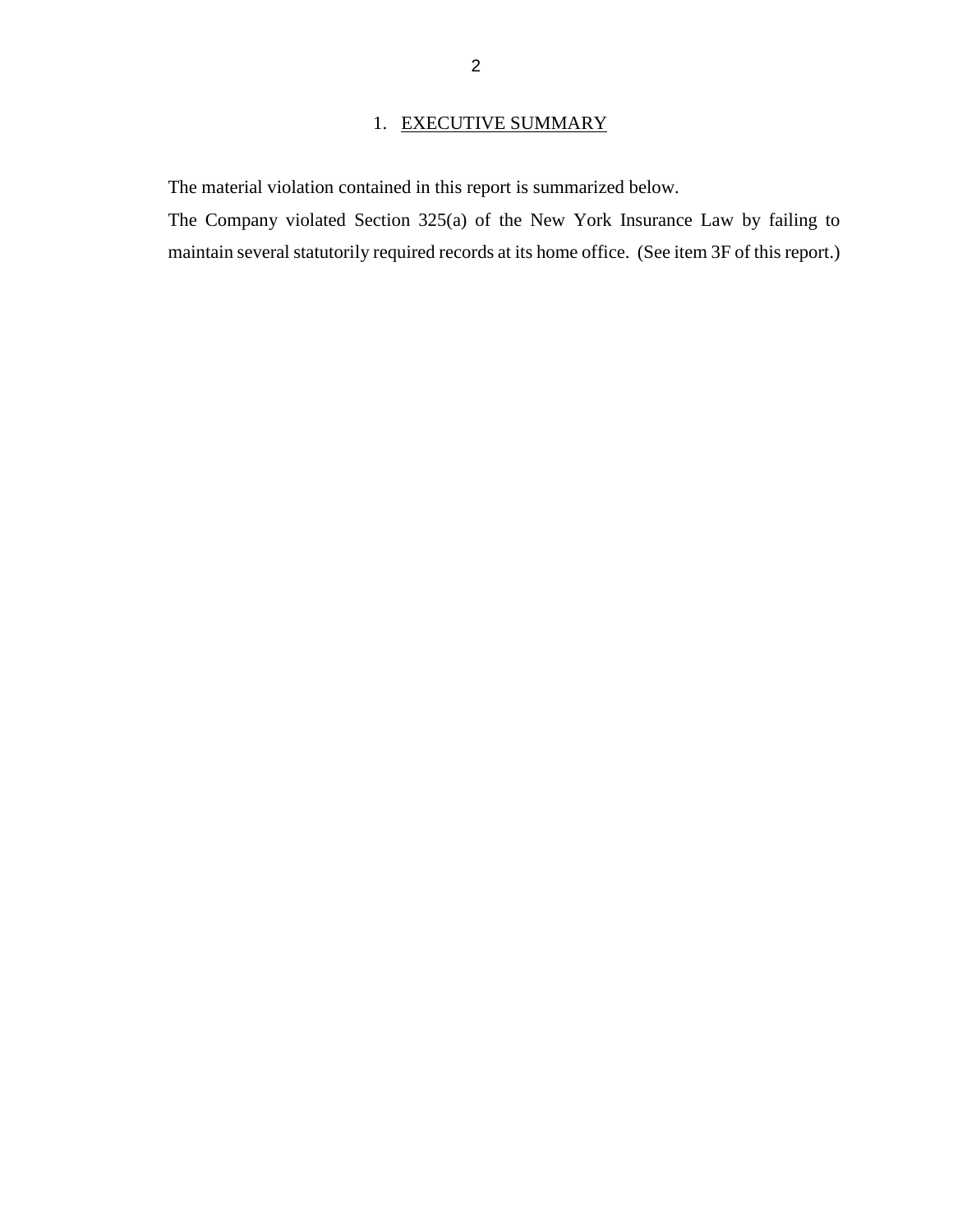## 1. EXECUTIVE SUMMARY

The material violation contained in this report is summarized below.

The Company violated Section 325(a) of the New York Insurance Law by failing to maintain several statutorily required records at its home office. (See item 3F of this report.)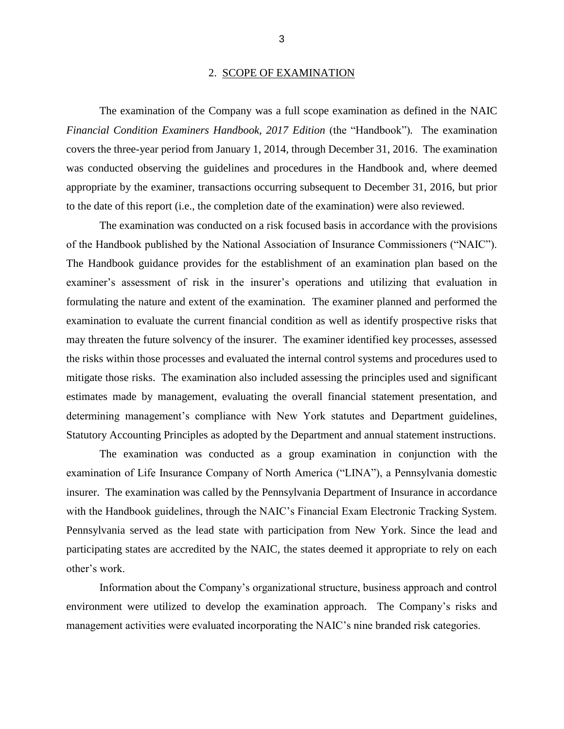## 2. SCOPE OF EXAMINATION

The examination of the Company was a full scope examination as defined in the NAIC *Financial Condition Examiners Handbook, 2017 Edition* (the "Handbook"). The examination covers the three-year period from January 1, 2014, through December 31, 2016. The examination was conducted observing the guidelines and procedures in the Handbook and, where deemed appropriate by the examiner, transactions occurring subsequent to December 31, 2016, but prior to the date of this report (i.e., the completion date of the examination) were also reviewed.

The examination was conducted on a risk focused basis in accordance with the provisions of the Handbook published by the National Association of Insurance Commissioners ("NAIC"). The Handbook guidance provides for the establishment of an examination plan based on the examiner's assessment of risk in the insurer's operations and utilizing that evaluation in formulating the nature and extent of the examination. The examiner planned and performed the examination to evaluate the current financial condition as well as identify prospective risks that may threaten the future solvency of the insurer. The examiner identified key processes, assessed the risks within those processes and evaluated the internal control systems and procedures used to mitigate those risks. The examination also included assessing the principles used and significant estimates made by management, evaluating the overall financial statement presentation, and determining management's compliance with New York statutes and Department guidelines, Statutory Accounting Principles as adopted by the Department and annual statement instructions.

The examination was conducted as a group examination in conjunction with the examination of Life Insurance Company of North America ("LINA"), a Pennsylvania domestic insurer. The examination was called by the Pennsylvania Department of Insurance in accordance with the Handbook guidelines, through the NAIC's Financial Exam Electronic Tracking System. Pennsylvania served as the lead state with participation from New York. Since the lead and participating states are accredited by the NAIC, the states deemed it appropriate to rely on each other's work.

Information about the Company's organizational structure, business approach and control environment were utilized to develop the examination approach. The Company's risks and management activities were evaluated incorporating the NAIC's nine branded risk categories.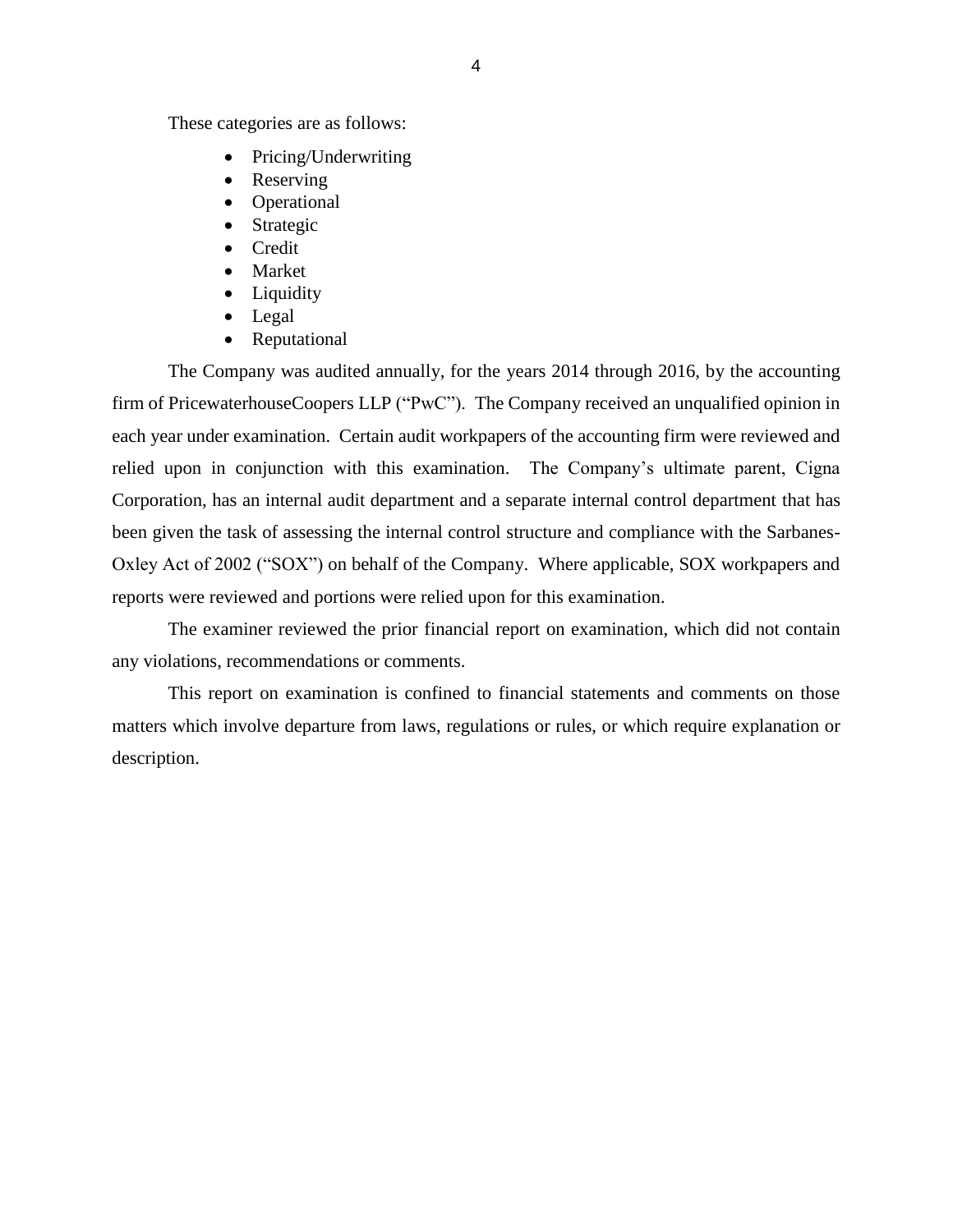These categories are as follows:

- Pricing/Underwriting
- Reserving
- Operational
- Strategic
- Credit
- Market
- Liquidity
- Legal
- Reputational

The Company was audited annually, for the years 2014 through 2016, by the accounting firm of PricewaterhouseCoopers LLP ("PwC"). The Company received an unqualified opinion in each year under examination. Certain audit workpapers of the accounting firm were reviewed and relied upon in conjunction with this examination. The Company's ultimate parent, Cigna Corporation, has an internal audit department and a separate internal control department that has been given the task of assessing the internal control structure and compliance with the Sarbanes-Oxley Act of 2002 ("SOX") on behalf of the Company. Where applicable, SOX workpapers and reports were reviewed and portions were relied upon for this examination.

The examiner reviewed the prior financial report on examination, which did not contain any violations, recommendations or comments.

This report on examination is confined to financial statements and comments on those matters which involve departure from laws, regulations or rules, or which require explanation or description.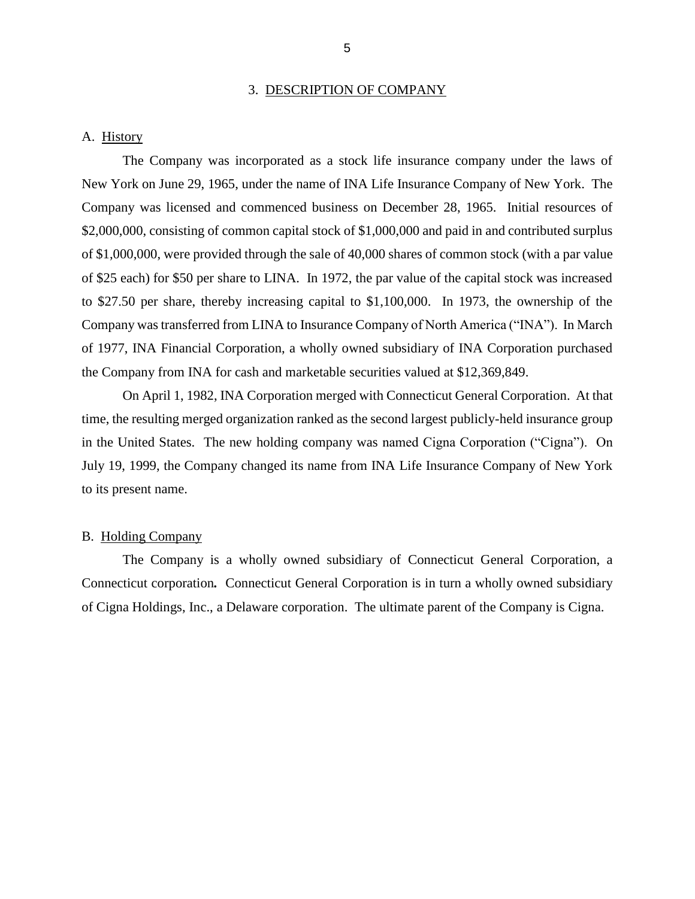## 3. DESCRIPTION OF COMPANY

### A. History

The Company was incorporated as a stock life insurance company under the laws of New York on June 29, 1965, under the name of INA Life Insurance Company of New York. The Company was licensed and commenced business on December 28, 1965. Initial resources of $2,000,000, consisting of common capital stock of $1,000,000 and paid in and contributed surplus of $1,000,000, were provided through the sale of 40,000 shares of common stock (with a par value of $25 each) for $50 per share to LINA. In 1972, the par value of the capital stock was increased to $27.50 per share, thereby increasing capital to $1,100,000. In 1973, the ownership of the Company was transferred from LINA to Insurance Company of North America ("INA"). In March of 1977, INA Financial Corporation, a wholly owned subsidiary of INA Corporation purchased the Company from INA for cash and marketable securities valued at $12,369,849.

On April 1, 1982, INA Corporation merged with Connecticut General Corporation. At that time, the resulting merged organization ranked as the second largest publicly-held insurance group in the United States. The new holding company was named Cigna Corporation ("Cigna"). On July 19, 1999, the Company changed its name from INA Life Insurance Company of New York to its present name.

### B. Holding Company

The Company is a wholly owned subsidiary of Connecticut General Corporation, a Connecticut corporation**.** Connecticut General Corporation is in turn a wholly owned subsidiary of Cigna Holdings, Inc., a Delaware corporation. The ultimate parent of the Company is Cigna.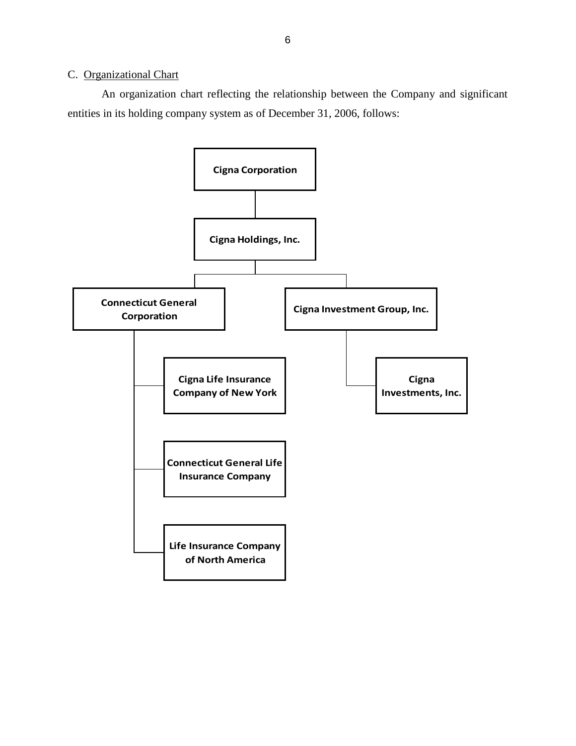C. Organizational Chart

An organization chart reflecting the relationship between the Company and significant entities in its holding company system as of December 31, 2006, follows:

- **Cigna Corporation**
  - **Cigna Holdings, Inc.**
    - **Connecticut General Corporation**
      - **Cigna Life Insurance Company of New York**
      - **Connecticut General Life Insurance Company**
      - **Life Insurance Company of North America**
    - **Cigna Investment Group, Inc.**
      - **Cigna Investments, Inc.**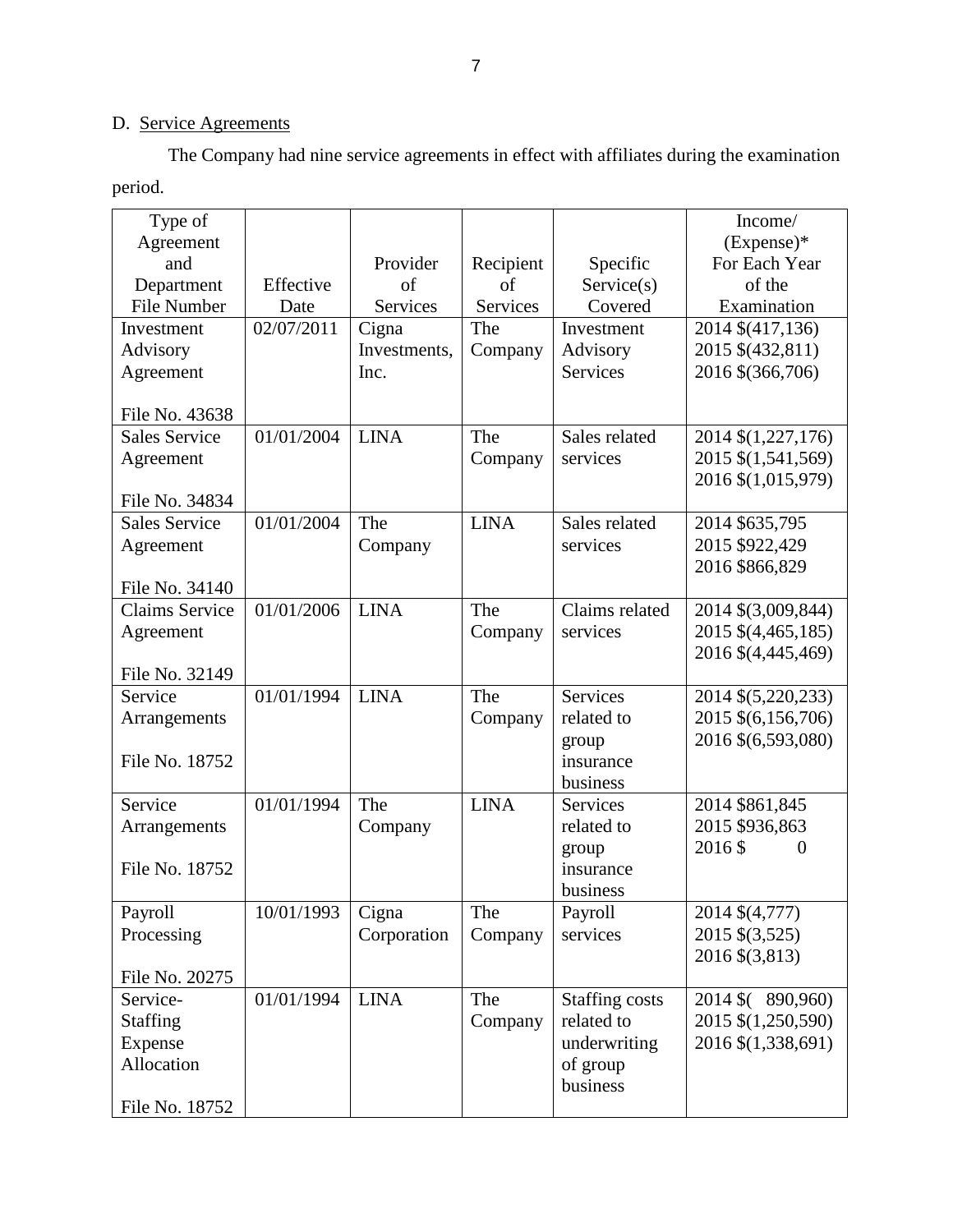D. Service Agreements

The Company had nine service agreements in effect with affiliates during the examination period.

| Type of Agreement and Department File Number | Effective Date | Provider of Services | Recipient of Services | Specific Service(s) Covered | Income/ (Expense)* For Each Year of the Examination |
|---|---|---|---|---|---|
| Investment Advisory Agreement<br><br>File No. 43638 | 02/07/2011 | Cigna Investments, Inc. | The Company | Investment Advisory Services | 2014 $(417,136)<br>2015 $(432,811)<br>2016 $(366,706) |
| Sales Service Agreement<br><br>File No. 34834 | 01/01/2004 | LINA | The Company | Sales related services | 2014 $(1,227,176)<br>2015 $(1,541,569)<br>2016 $(1,015,979) |
| Sales Service Agreement<br><br>File No. 34140 | 01/01/2004 | The Company | LINA | Sales related services | 2014 $635,795<br>2015 $922,429<br>2016 $866,829 |
| Claims Service Agreement<br><br>File No. 32149 | 01/01/2006 | LINA | The Company | Claims related services | 2014 $(3,009,844)<br>2015 $(4,465,185)<br>2016 $(4,445,469) |
| Service Arrangements<br><br>File No. 18752 | 01/01/1994 | LINA | The Company | Services related to group insurance business | 2014 $(5,220,233)<br>2015 $(6,156,706)<br>2016 $(6,593,080) |
| Service Arrangements<br><br>File No. 18752 | 01/01/1994 | The Company | LINA | Services related to group insurance business | 2014 $861,845<br>2015 $936,863<br>2016 $ 0 |
| Payroll Processing<br><br>File No. 20275 | 10/01/1993 | Cigna Corporation | The Company | Payroll services | 2014 $(4,777)<br>2015 $(3,525)<br>2016 $(3,813) |
| Service-Staffing Expense Allocation<br><br>File No. 18752 | 01/01/1994 | LINA | The Company | Staffing costs related to underwriting of group business | 2014 $( 890,960)<br>2015 $(1,250,590)<br>2016 $(1,338,691) |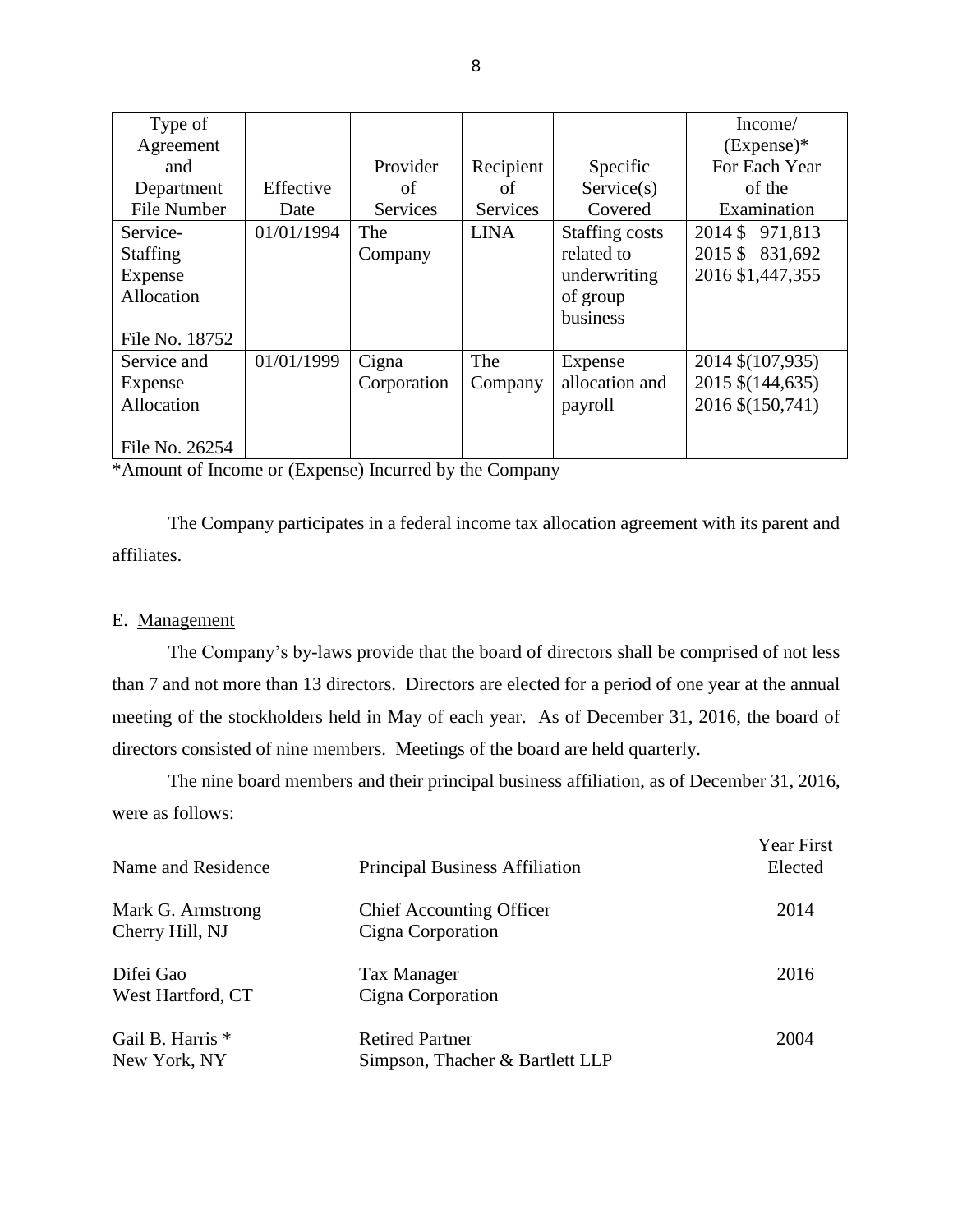| Type of Agreement and Department File Number | Effective Date | Provider of Services | Recipient of Services | Specific Service(s) Covered | Income/ (Expense)* For Each Year of the Examination |
|---|---|---|---|---|---|
| Service-Staffing Expense Allocation<br><br>File No. 18752 | 01/01/1994 | The Company | LINA | Staffing costs related to underwriting of group business | 2014 $ 971,813<br>2015 $ 831,692<br>2016 $1,447,355 |
| Service and Expense Allocation<br><br>File No. 26254 | 01/01/1999 | Cigna Corporation | The Company | Expense allocation and payroll | 2014 $(107,935)<br>2015 $(144,635)<br>2016 $(150,741) |

*Amount of Income or (Expense) Incurred by the Company

The Company participates in a federal income tax allocation agreement with its parent and affiliates.

E. Management

The Company's by-laws provide that the board of directors shall be comprised of not less than 7 and not more than 13 directors. Directors are elected for a period of one year at the annual meeting of the stockholders held in May of each year. As of December 31, 2016, the board of directors consisted of nine members. Meetings of the board are held quarterly.

The nine board members and their principal business affiliation, as of December 31, 2016, were as follows:

| Name and Residence | Principal Business Affiliation | Year First Elected |
|---|---|---|
| Mark G. Armstrong<br>Cherry Hill, NJ | Chief Accounting Officer<br>Cigna Corporation | 2014 |
| Difei Gao<br>West Hartford, CT | Tax Manager<br>Cigna Corporation | 2016 |
| Gail B. Harris *<br>New York, NY | Retired Partner<br>Simpson, Thacher & Bartlett LLP | 2004 |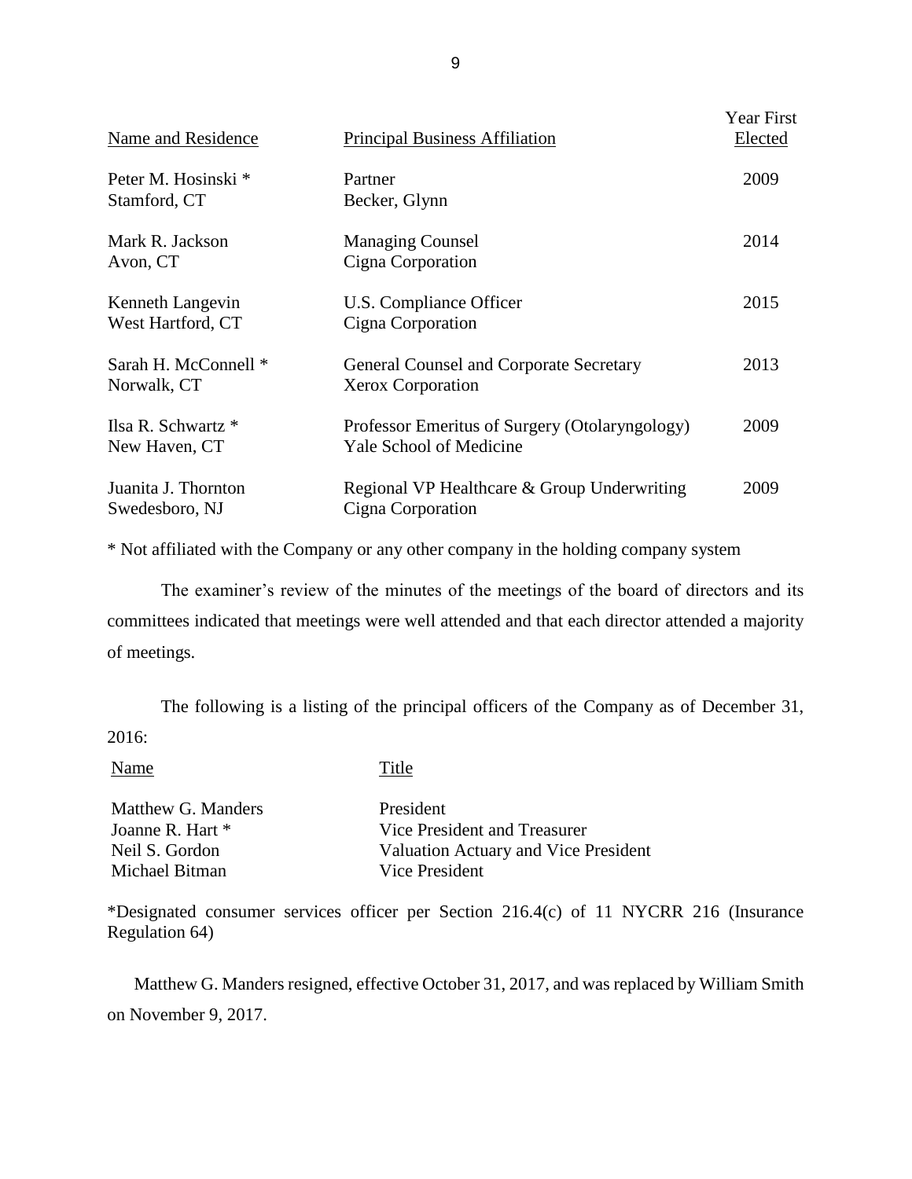| Name and Residence | Principal Business Affiliation | Year First Elected |
|---|---|---|
| Peter M. Hosinski *<br>Stamford, CT | Partner<br>Becker, Glynn | 2009 |
| Mark R. Jackson<br>Avon, CT | Managing Counsel<br>Cigna Corporation | 2014 |
| Kenneth Langevin<br>West Hartford, CT | U.S. Compliance Officer<br>Cigna Corporation | 2015 |
| Sarah H. McConnell *<br>Norwalk, CT | General Counsel and Corporate Secretary<br>Xerox Corporation | 2013 |
| Ilsa R. Schwartz *<br>New Haven, CT | Professor Emeritus of Surgery (Otolaryngology)<br>Yale School of Medicine | 2009 |
| Juanita J. Thornton<br>Swedesboro, NJ | Regional VP Healthcare & Group Underwriting<br>Cigna Corporation | 2009 |

* Not affiliated with the Company or any other company in the holding company system

The examiner's review of the minutes of the meetings of the board of directors and its committees indicated that meetings were well attended and that each director attended a majority of meetings.

The following is a listing of the principal officers of the Company as of December 31, 2016:

| Name | Title |
|---|---|
| Matthew G. Manders | President |
| Joanne R. Hart * | Vice President and Treasurer |
| Neil S. Gordon | Valuation Actuary and Vice President |
| Michael Bitman | Vice President |

*Designated consumer services officer per Section 216.4(c) of 11 NYCRR 216 (Insurance Regulation 64)

Matthew G. Manders resigned, effective October 31, 2017, and was replaced by William Smith on November 9, 2017.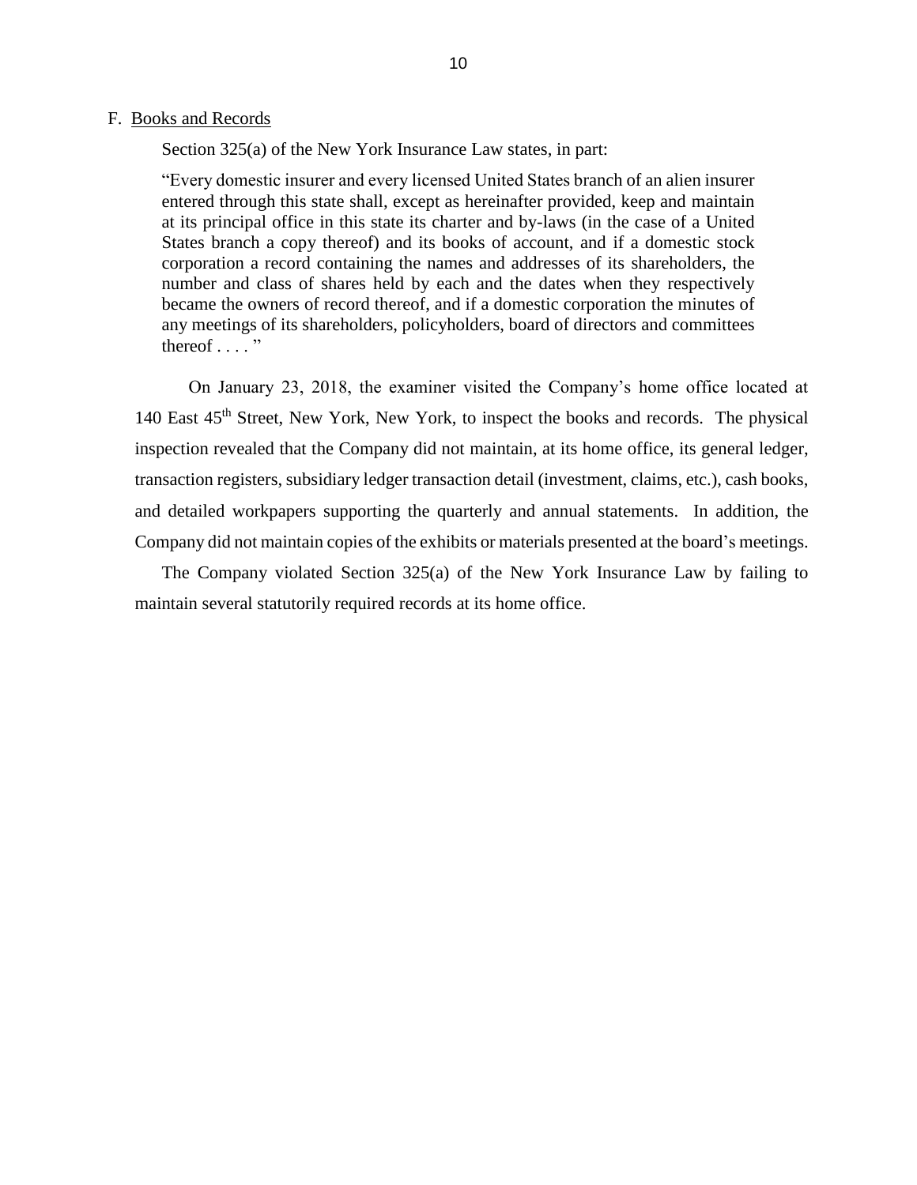## F. Books and Records

Section 325(a) of the New York Insurance Law states, in part:

> "Every domestic insurer and every licensed United States branch of an alien insurer entered through this state shall, except as hereinafter provided, keep and maintain at its principal office in this state its charter and by-laws (in the case of a United States branch a copy thereof) and its books of account, and if a domestic stock corporation a record containing the names and addresses of its shareholders, the number and class of shares held by each and the dates when they respectively became the owners of record thereof, and if a domestic corporation the minutes of any meetings of its shareholders, policyholders, board of directors and committees thereof . . . . "

On January 23, 2018, the examiner visited the Company's home office located at 140 East 45th Street, New York, New York, to inspect the books and records. The physical inspection revealed that the Company did not maintain, at its home office, its general ledger, transaction registers, subsidiary ledger transaction detail (investment, claims, etc.), cash books, and detailed workpapers supporting the quarterly and annual statements. In addition, the Company did not maintain copies of the exhibits or materials presented at the board's meetings.

The Company violated Section 325(a) of the New York Insurance Law by failing to maintain several statutorily required records at its home office.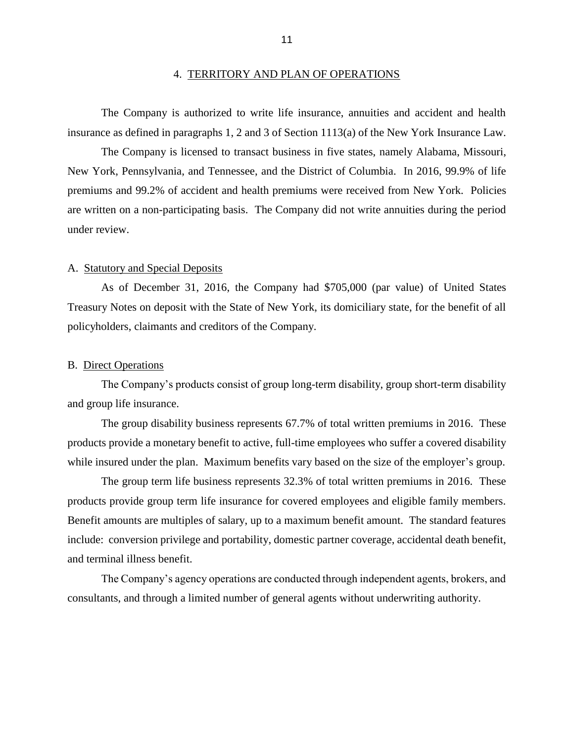## 4. TERRITORY AND PLAN OF OPERATIONS

The Company is authorized to write life insurance, annuities and accident and health insurance as defined in paragraphs 1, 2 and 3 of Section 1113(a) of the New York Insurance Law.

The Company is licensed to transact business in five states, namely Alabama, Missouri, New York, Pennsylvania, and Tennessee, and the District of Columbia. In 2016, 99.9% of life premiums and 99.2% of accident and health premiums were received from New York. Policies are written on a non-participating basis. The Company did not write annuities during the period under review.

### A. Statutory and Special Deposits

As of December 31, 2016, the Company had $705,000 (par value) of United States Treasury Notes on deposit with the State of New York, its domiciliary state, for the benefit of all policyholders, claimants and creditors of the Company.

### B. Direct Operations

The Company's products consist of group long-term disability, group short-term disability and group life insurance.

The group disability business represents 67.7% of total written premiums in 2016. These products provide a monetary benefit to active, full-time employees who suffer a covered disability while insured under the plan. Maximum benefits vary based on the size of the employer's group.

The group term life business represents 32.3% of total written premiums in 2016. These products provide group term life insurance for covered employees and eligible family members. Benefit amounts are multiples of salary, up to a maximum benefit amount. The standard features include: conversion privilege and portability, domestic partner coverage, accidental death benefit, and terminal illness benefit.

The Company's agency operations are conducted through independent agents, brokers, and consultants, and through a limited number of general agents without underwriting authority.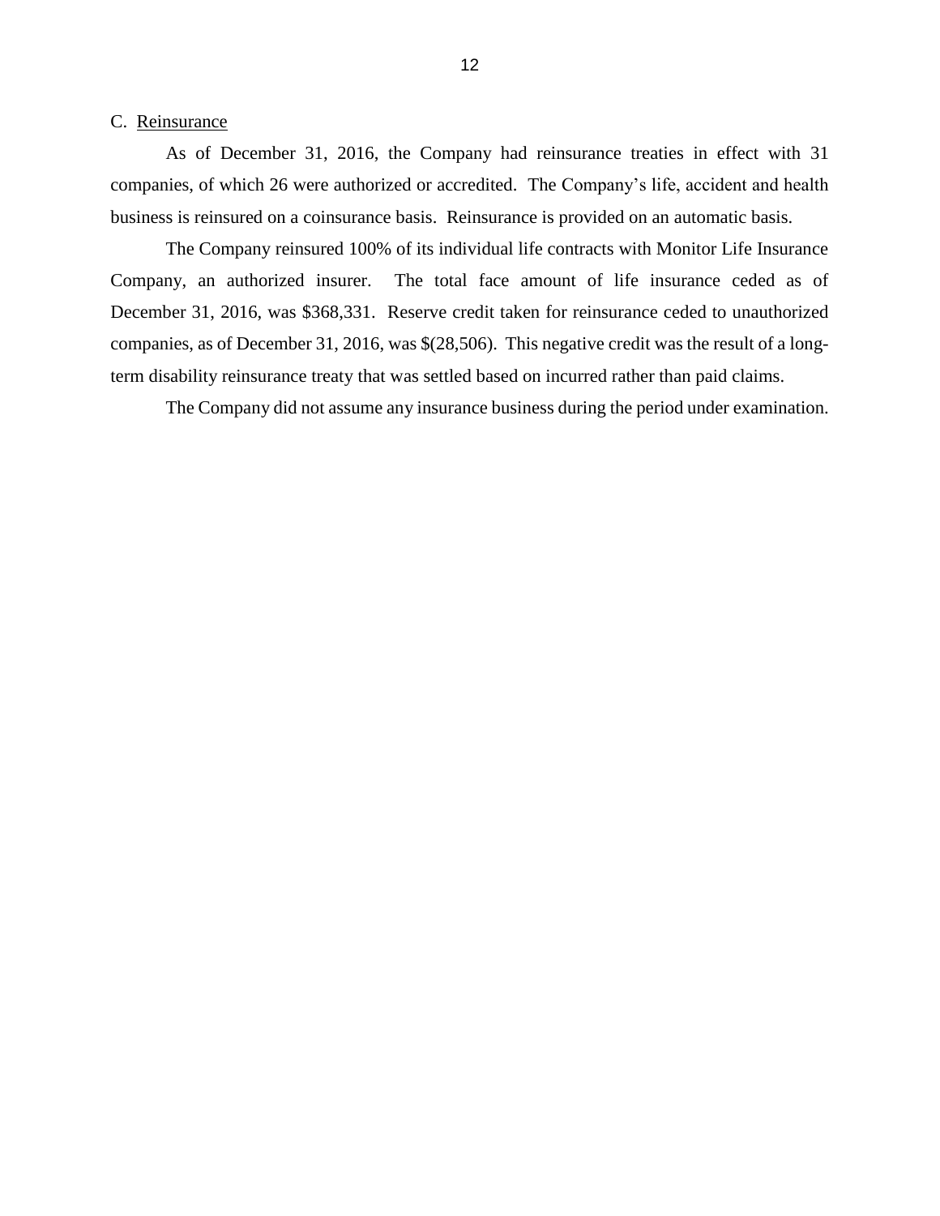## C. Reinsurance

As of December 31, 2016, the Company had reinsurance treaties in effect with 31 companies, of which 26 were authorized or accredited. The Company's life, accident and health business is reinsured on a coinsurance basis. Reinsurance is provided on an automatic basis.

The Company reinsured 100% of its individual life contracts with Monitor Life Insurance Company, an authorized insurer. The total face amount of life insurance ceded as of December 31, 2016, was $368,331. Reserve credit taken for reinsurance ceded to unauthorized companies, as of December 31, 2016, was $(28,506). This negative credit was the result of a long-term disability reinsurance treaty that was settled based on incurred rather than paid claims.

The Company did not assume any insurance business during the period under examination.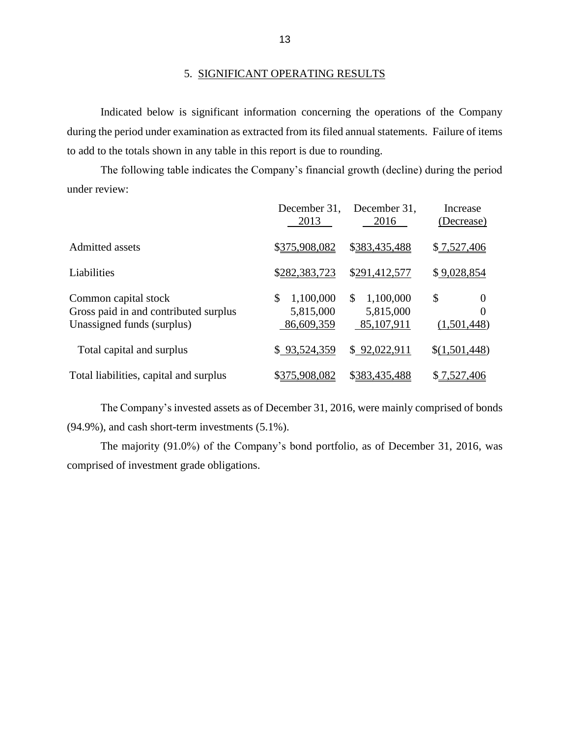## 5. SIGNIFICANT OPERATING RESULTS

Indicated below is significant information concerning the operations of the Company during the period under examination as extracted from its filed annual statements. Failure of items to add to the totals shown in any table in this report is due to rounding.

The following table indicates the Company's financial growth (decline) during the period under review:

| | December 31, 2013 | December 31, 2016 | Increase (Decrease) |
|---|---|---|---|
| Admitted assets | $375,908,082 | $383,435,488 | $ 7,527,406 |
| Liabilities | $282,383,723 | $291,412,577 | $ 9,028,854 |
| Common capital stock | $ 1,100,000 | $ 1,100,000 | $ 0 |
| Gross paid in and contributed surplus | 5,815,000 | 5,815,000 | 0 |
| Unassigned funds (surplus) | 86,609,359 | 85,107,911 | (1,501,448) |
| Total capital and surplus | $ 93,524,359 | $ 92,022,911 | $(1,501,448) |
| Total liabilities, capital and surplus | $375,908,082 | $383,435,488 | $ 7,527,406 |

The Company's invested assets as of December 31, 2016, were mainly comprised of bonds (94.9%), and cash short-term investments (5.1%).

The majority (91.0%) of the Company's bond portfolio, as of December 31, 2016, was comprised of investment grade obligations.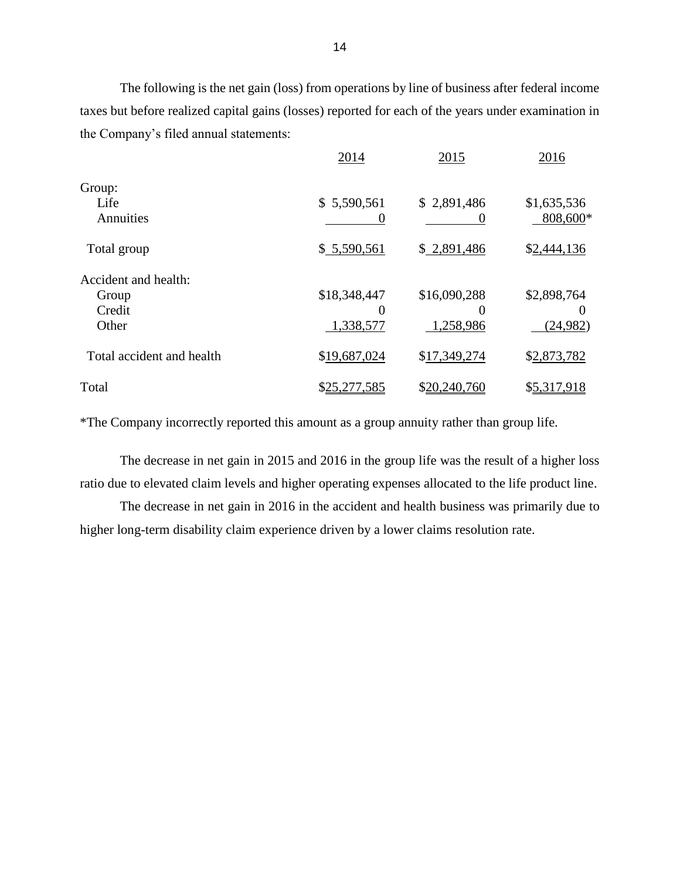The following is the net gain (loss) from operations by line of business after federal income taxes but before realized capital gains (losses) reported for each of the years under examination in the Company's filed annual statements:

| | 2014 | 2015 | 2016 |
|---|---|---|---|
| Group: | | | |
| Life | $ 5,590,561 | $ 2,891,486 | $1,635,536 |
| Annuities | 0 | 0 | 808,600* |
| Total group | $ 5,590,561 | $ 2,891,486 | $2,444,136 |
| Accident and health: | | | |
| Group | $18,348,447 | $16,090,288 | $2,898,764 |
| Credit | 0 | 0 | 0 |
| Other | 1,338,577 | 1,258,986 | (24,982) |
| Total accident and health | $19,687,024 | $17,349,274 | $2,873,782 |
| Total | $25,277,585 | $20,240,760 | $5,317,918 |

*The Company incorrectly reported this amount as a group annuity rather than group life.

The decrease in net gain in 2015 and 2016 in the group life was the result of a higher loss ratio due to elevated claim levels and higher operating expenses allocated to the life product line.

The decrease in net gain in 2016 in the accident and health business was primarily due to higher long-term disability claim experience driven by a lower claims resolution rate.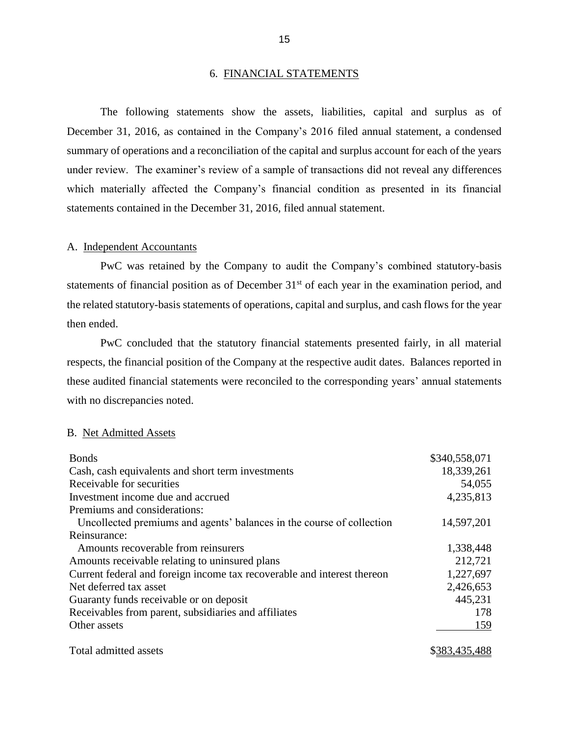## 6. FINANCIAL STATEMENTS

The following statements show the assets, liabilities, capital and surplus as of December 31, 2016, as contained in the Company's 2016 filed annual statement, a condensed summary of operations and a reconciliation of the capital and surplus account for each of the years under review. The examiner's review of a sample of transactions did not reveal any differences which materially affected the Company's financial condition as presented in its financial statements contained in the December 31, 2016, filed annual statement.

### A. Independent Accountants

PwC was retained by the Company to audit the Company's combined statutory-basis statements of financial position as of December 31st of each year in the examination period, and the related statutory-basis statements of operations, capital and surplus, and cash flows for the year then ended.

PwC concluded that the statutory financial statements presented fairly, in all material respects, the financial position of the Company at the respective audit dates. Balances reported in these audited financial statements were reconciled to the corresponding years' annual statements with no discrepancies noted.

### B. Net Admitted Assets

| | |
|---|---|
| Bonds | $340,558,071 |
| Cash, cash equivalents and short term investments | 18,339,261 |
| Receivable for securities | 54,055 |
| Investment income due and accrued | 4,235,813 |
| Premiums and considerations: | |
| Uncollected premiums and agents' balances in the course of collection | 14,597,201 |
| Reinsurance: | |
| Amounts recoverable from reinsurers | 1,338,448 |
| Amounts receivable relating to uninsured plans | 212,721 |
| Current federal and foreign income tax recoverable and interest thereon | 1,227,697 |
| Net deferred tax asset | 2,426,653 |
| Guaranty funds receivable or on deposit | 445,231 |
| Receivables from parent, subsidiaries and affiliates | 178 |
| Other assets | 159 |
| Total admitted assets | $383,435,488 |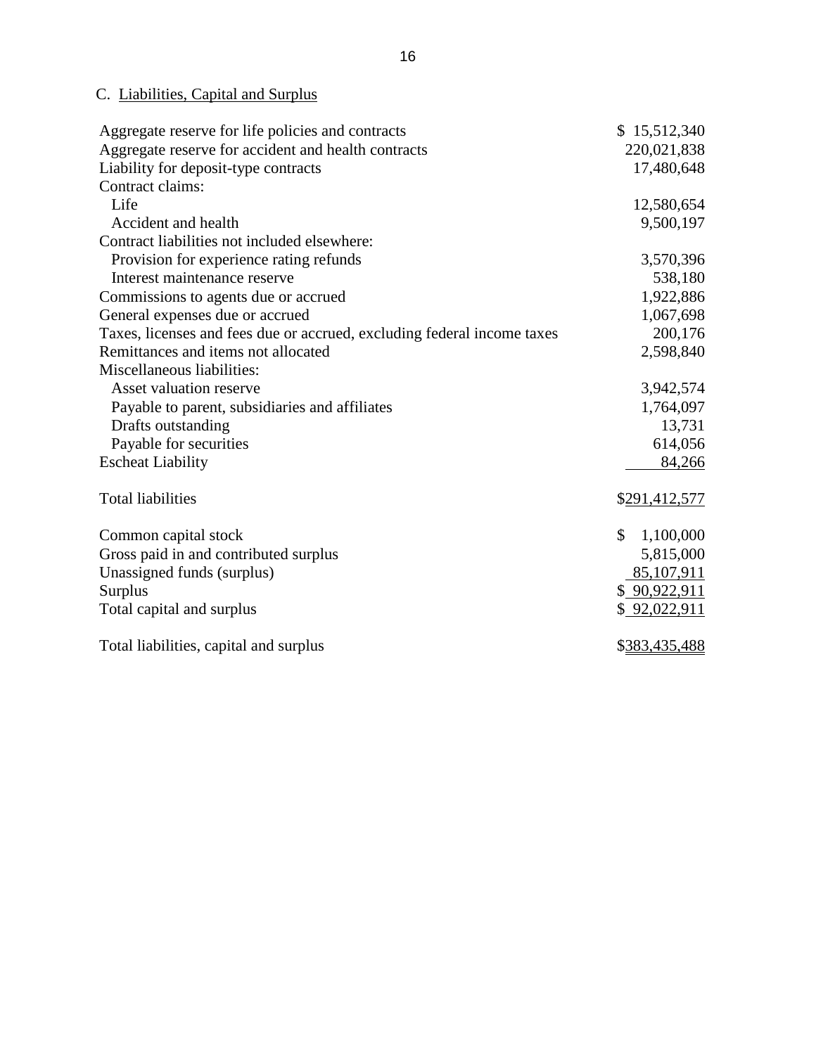### C. Liabilities, Capital and Surplus

| | |
|---|---|
| Aggregate reserve for life policies and contracts | $ 15,512,340 |
| Aggregate reserve for accident and health contracts | 220,021,838 |
| Liability for deposit-type contracts | 17,480,648 |
| Contract claims: | |
| Life | 12,580,654 |
| Accident and health | 9,500,197 |
| Contract liabilities not included elsewhere: | |
| Provision for experience rating refunds | 3,570,396 |
| Interest maintenance reserve | 538,180 |
| Commissions to agents due or accrued | 1,922,886 |
| General expenses due or accrued | 1,067,698 |
| Taxes, licenses and fees due or accrued, excluding federal income taxes | 200,176 |
| Remittances and items not allocated | 2,598,840 |
| Miscellaneous liabilities: | |
| Asset valuation reserve | 3,942,574 |
| Payable to parent, subsidiaries and affiliates | 1,764,097 |
| Drafts outstanding | 13,731 |
| Payable for securities | 614,056 |
| Escheat Liability | 84,266 |
| Total liabilities | $291,412,577 |
| Common capital stock | $ 1,100,000 |
| Gross paid in and contributed surplus | 5,815,000 |
| Unassigned funds (surplus) | 85,107,911 |
| Surplus | $ 90,922,911 |
| Total capital and surplus | $ 92,022,911 |
| Total liabilities, capital and surplus | $383,435,488 |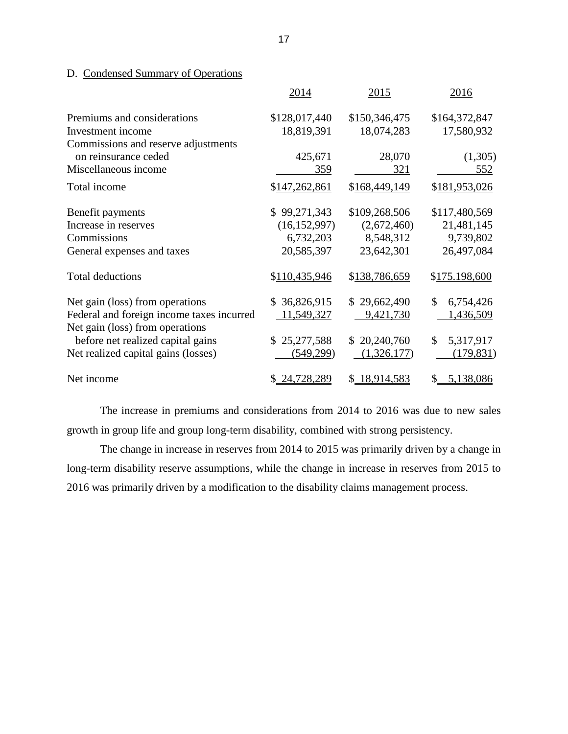D. Condensed Summary of Operations

| | 2014 | 2015 | 2016 |
|---|---|---|---|
| Premiums and considerations | $128,017,440 | $150,346,475 | $164,372,847 |
| Investment income | 18,819,391 | 18,074,283 | 17,580,932 |
| Commissions and reserve adjustments on reinsurance ceded | 425,671 | 28,070 | (1,305) |
| Miscellaneous income | 359 | 321 | 552 |
| Total income | $147,262,861 | $168,449,149 | $181,953,026 |
| Benefit payments | $ 99,271,343 | $109,268,506 | $117,480,569 |
| Increase in reserves | (16,152,997) | (2,672,460) | 21,481,145 |
| Commissions | 6,732,203 | 8,548,312 | 9,739,802 |
| General expenses and taxes | 20,585,397 | 23,642,301 | 26,497,084 |
| Total deductions | $110,435,946 | $138,786,659 | $175.198,600 |
| Net gain (loss) from operations | $ 36,826,915 | $ 29,662,490 | $ 6,754,426 |
| Federal and foreign income taxes incurred | 11,549,327 | 9,421,730 | 1,436,509 |
| Net gain (loss) from operations before net realized capital gains | $ 25,277,588 | $ 20,240,760 | $ 5,317,917 |
| Net realized capital gains (losses) | (549,299) | (1,326,177) | (179,831) |
| Net income | $ 24,728,289 | $ 18,914,583 | $ 5,138,086 |

The increase in premiums and considerations from 2014 to 2016 was due to new sales growth in group life and group long-term disability, combined with strong persistency.

The change in increase in reserves from 2014 to 2015 was primarily driven by a change in long-term disability reserve assumptions, while the change in increase in reserves from 2015 to 2016 was primarily driven by a modification to the disability claims management process.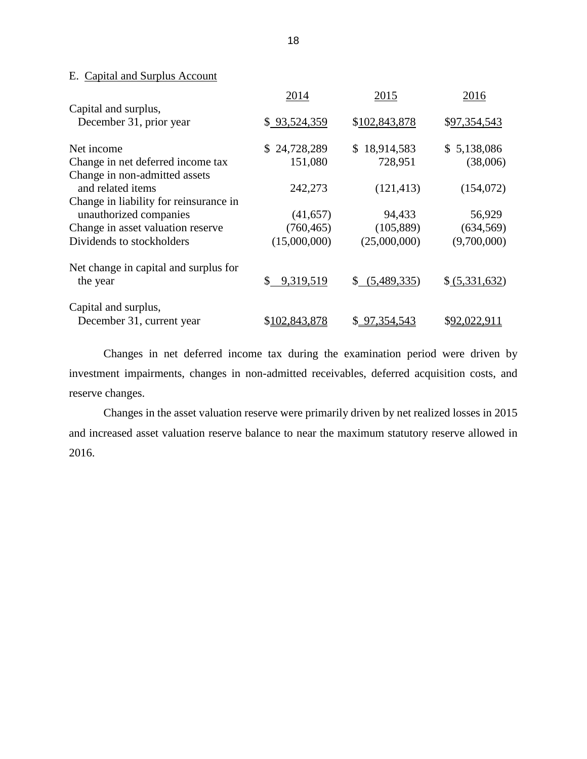E. Capital and Surplus Account

| | 2014 | 2015 | 2016 |
|---|---|---|---|
| Capital and surplus, December 31, prior year | $ 93,524,359 | $102,843,878 | $97,354,543 |
| Net income | $ 24,728,289 | $ 18,914,583 | $ 5,138,086 |
| Change in net deferred income tax | 151,080 | 728,951 | (38,006) |
| Change in non-admitted assets and related items | 242,273 | (121,413) | (154,072) |
| Change in liability for reinsurance in unauthorized companies | (41,657) | 94,433 | 56,929 |
| Change in asset valuation reserve | (760,465) | (105,889) | (634,569) |
| Dividends to stockholders | (15,000,000) | (25,000,000) | (9,700,000) |
| Net change in capital and surplus for the year | $ 9,319,519 | $ (5,489,335) | $ (5,331,632) |
| Capital and surplus, December 31, current year | $102,843,878 | $ 97,354,543 | $92,022,911 |

Changes in net deferred income tax during the examination period were driven by investment impairments, changes in non-admitted receivables, deferred acquisition costs, and reserve changes.

Changes in the asset valuation reserve were primarily driven by net realized losses in 2015 and increased asset valuation reserve balance to near the maximum statutory reserve allowed in 2016.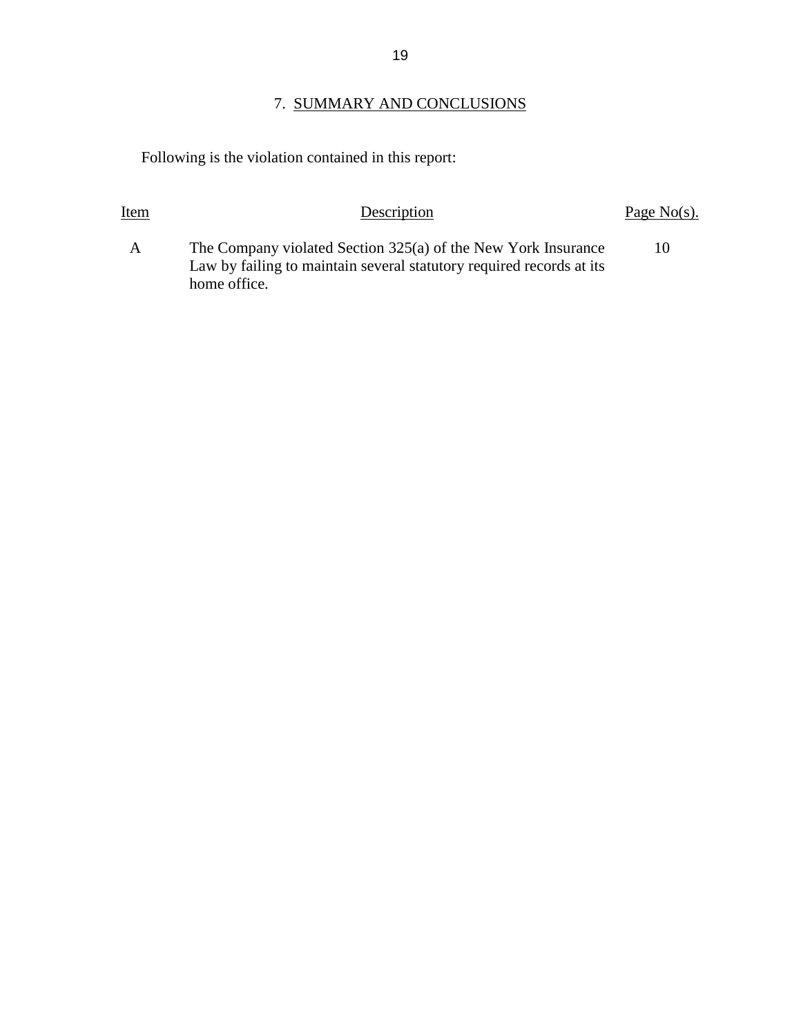## 7. SUMMARY AND CONCLUSIONS

Following is the violation contained in this report:

| Item | Description | Page No(s). |
|---|---|---|
| A | The Company violated Section 325(a) of the New York Insurance Law by failing to maintain several statutory required records at its home office. | 10 |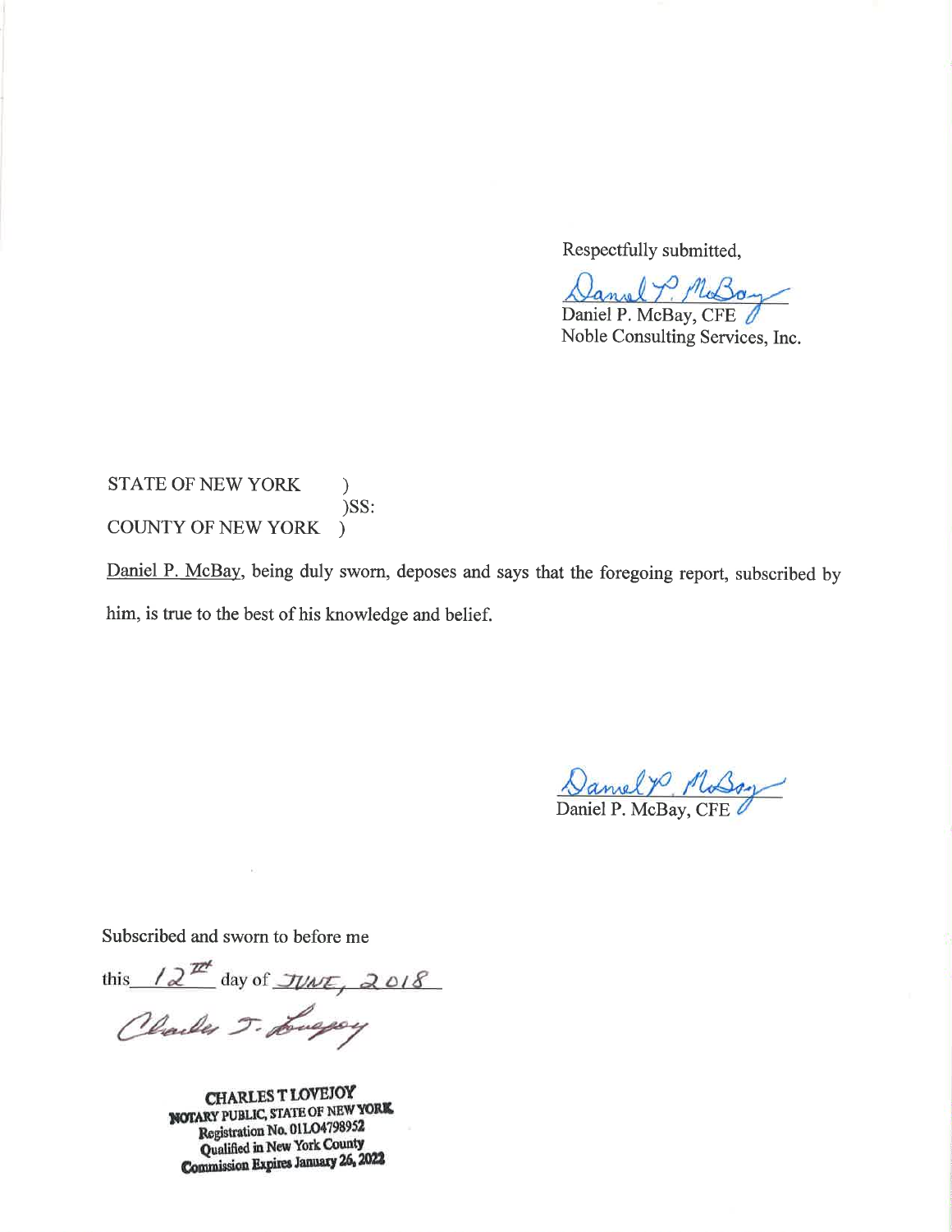Respectfully submitted,

*Daniel P. McBay*

Daniel P. McBay, CFE
Noble Consulting Services, Inc.

STATE OF NEW YORK )
)SS:
COUNTY OF NEW YORK )

Daniel P. McBay, being duly sworn, deposes and says that the foregoing report, subscribed by him, is true to the best of his knowledge and belief.

*Daniel P. McBay*

Daniel P. McBay, CFE

Subscribed and sworn to before me

this 12th day of JUNE, 2018

*Charles T. Lovejoy*

CHARLES T LOVEJOY
NOTARY PUBLIC, STATE OF NEW YORK
Registration No. 01LO4798952
Qualified in New York County
Commission Expires January 26, 2022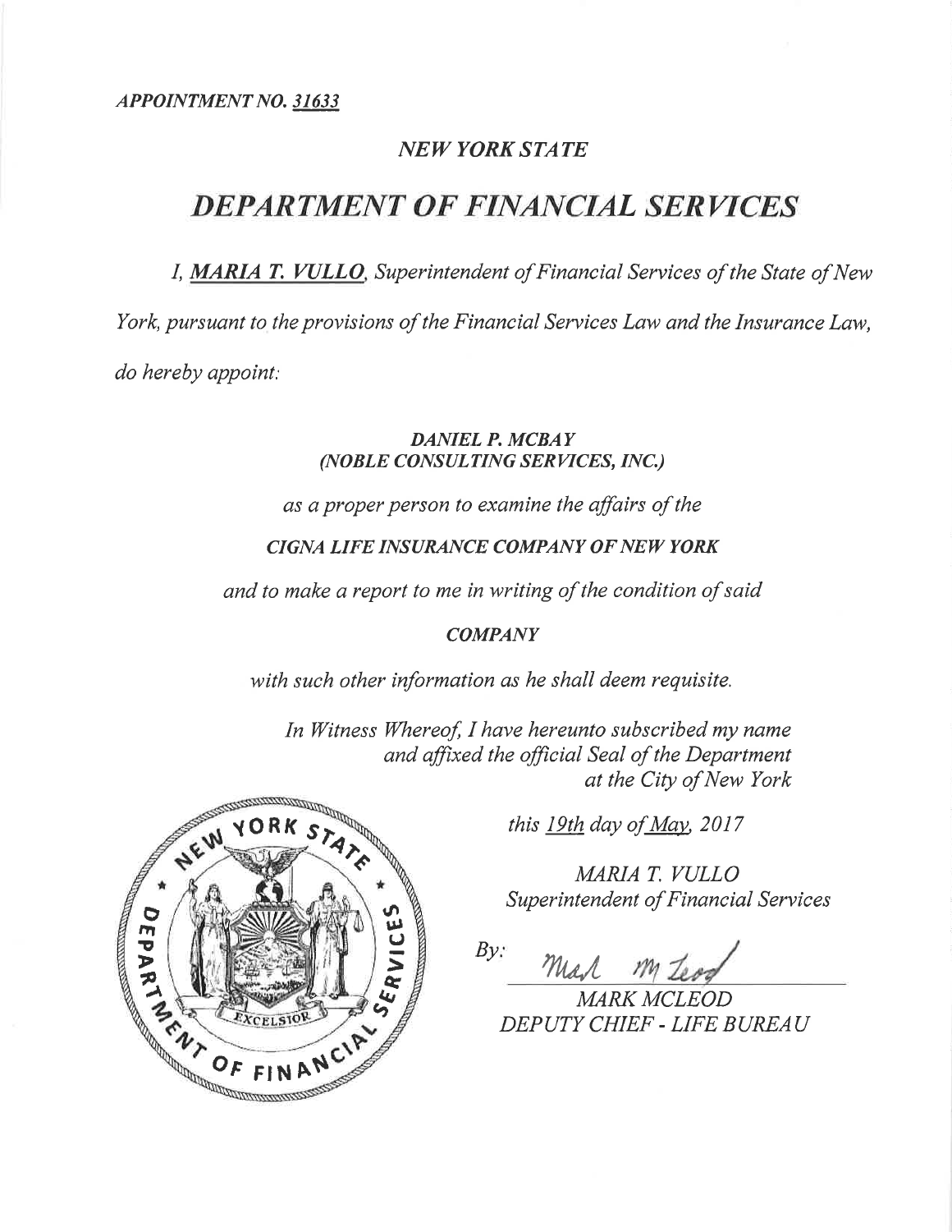*APPOINTMENT NO. 31633*

*NEW YORK STATE*

# *DEPARTMENT OF FINANCIAL SERVICES*

*I, MARIA T. VULLO, Superintendent of Financial Services of the State of New York, pursuant to the provisions of the Financial Services Law and the Insurance Law, do hereby appoint:*

*DANIEL P. MCBAY*
*(NOBLE CONSULTING SERVICES, INC.)*

*as a proper person to examine the affairs of the*

*CIGNA LIFE INSURANCE COMPANY OF NEW YORK*

*and to make a report to me in writing of the condition of said*

*COMPANY*

*with such other information as he shall deem requisite.*

*In Witness Whereof, I have hereunto subscribed my name and affixed the official Seal of the Department at the City of New York*

*this 19th day of May, 2017*

*MARIA T. VULLO*
*Superintendent of Financial Services*

*By:* Mark McLeod

*MARK MCLEOD*
*DEPUTY CHIEF - LIFE BUREAU*